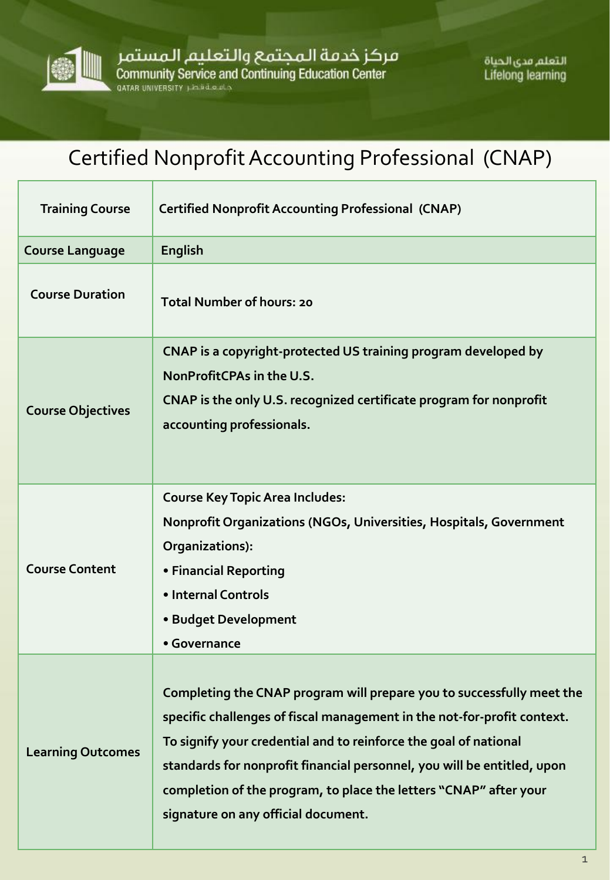مركز خدمة المجتمع والتعليم المستمر
Community Service and Continuing Education Center
QATAR UNIVERSITY جامعة قطر

التعلم مدى الحياة
Lifelong learning

# Certified Nonprofit Accounting Professional (CNAP)

| Training Course | Certified Nonprofit Accounting Professional (CNAP) |
| --- | --- |
| Course Language | English |
| Course Duration | Total Number of hours: 20 |
| Course Objectives | CNAP is a copyright-protected US training program developed by NonProfitCPAs in the U.S.<br>CNAP is the only U.S. recognized certificate program for nonprofit accounting professionals. |
| Course Content | Course Key Topic Area Includes:<br>Nonprofit Organizations (NGOs, Universities, Hospitals, Government Organizations):<br>• Financial Reporting<br>• Internal Controls<br>• Budget Development<br>• Governance |
| Learning Outcomes | Completing the CNAP program will prepare you to successfully meet the specific challenges of fiscal management in the not-for-profit context. To signify your credential and to reinforce the goal of national standards for nonprofit financial personnel, you will be entitled, upon completion of the program, to place the letters "CNAP" after your signature on any official document. |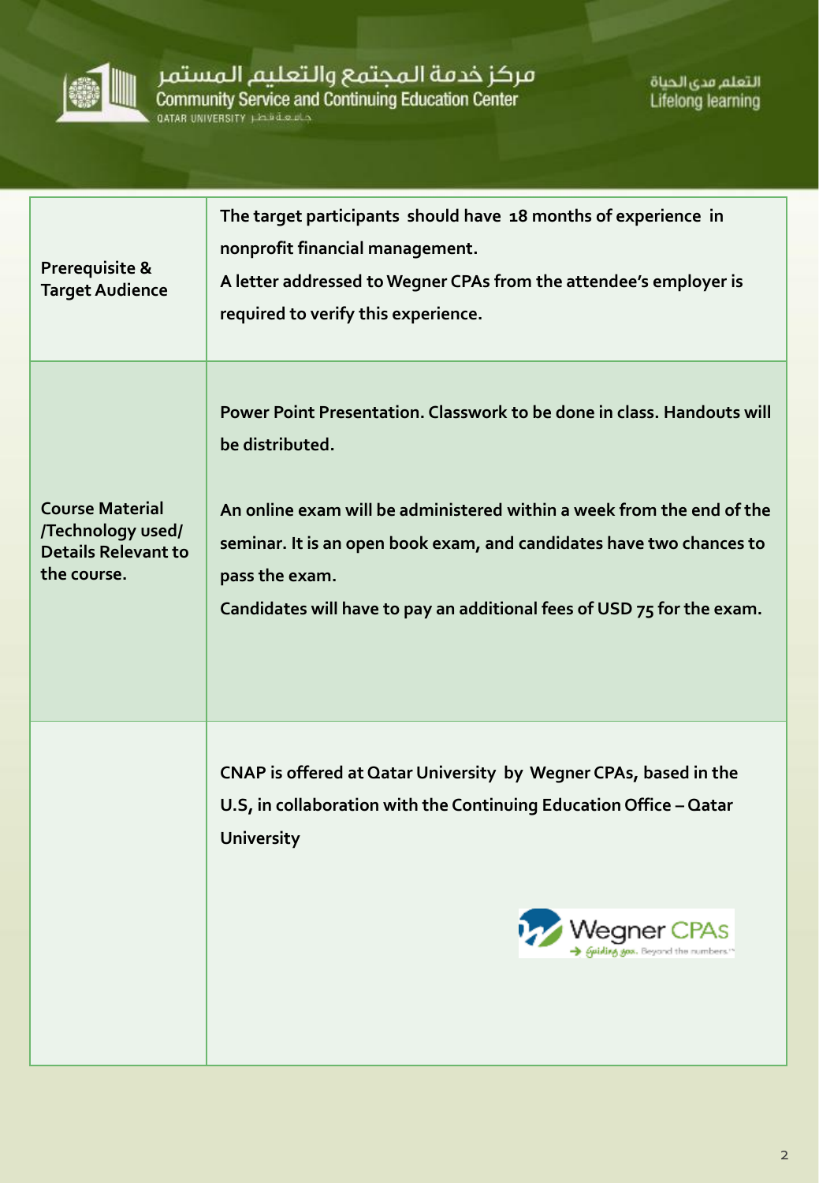| | |
|---|---|
| **Prerequisite & Target Audience** | **The target participants should have 18 months of experience in nonprofit financial management.** <br> **A letter addressed to Wegner CPAs from the attendee's employer is required to verify this experience.** |
| **Course Material /Technology used/ Details Relevant to the course.** | **Power Point Presentation. Classwork to be done in class. Handouts will be distributed.** <br><br> **An online exam will be administered within a week from the end of the seminar. It is an open book exam, and candidates have two chances to pass the exam.** <br> **Candidates will have to pay an additional fees of USD 75 for the exam.** |
| | **CNAP is offered at Qatar University by Wegner CPAs, based in the U.S, in collaboration with the Continuing Education Office – Qatar University** <br><br> Wegner CPAs <br> Guiding you. Beyond the numbers.™ |